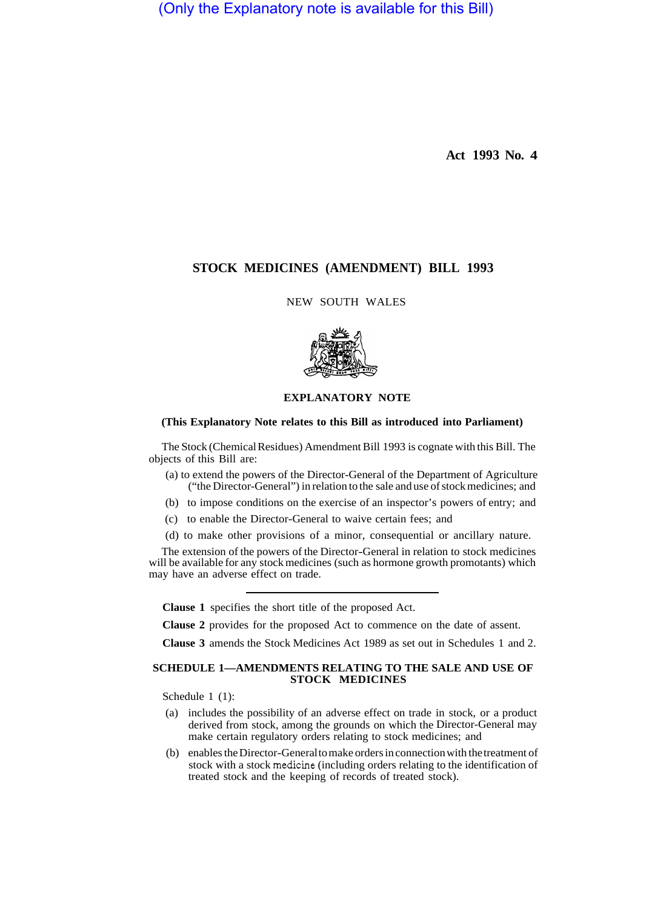(Only the Explanatory note is available for this Bill)

**Act 1993 No. 4**

# STOCK MEDICINES (AMENDMENT) BILL 1993

NEW SOUTH WALES

## EXPLANATORY NOTE

**(This Explanatory Note relates to this Bill as introduced into Parliament)**

The Stock (Chemical Residues) Amendment Bill 1993 is cognate with this Bill. The objects of this Bill are:

(a) to extend the powers of the Director-General of the Department of Agriculture ("the Director-General") in relation to the sale and use of stock medicines; and

(b) to impose conditions on the exercise of an inspector's powers of entry; and

(c) to enable the Director-General to waive certain fees; and

(d) to make other provisions of a minor, consequential or ancillary nature.

The extension of the powers of the Director-General in relation to stock medicines will be available for any stock medicines (such as hormone growth promotants) which may have an adverse effect on trade.

---

**Clause 1** specifies the short title of the proposed Act.

**Clause 2** provides for the proposed Act to commence on the date of assent.

**Clause 3** amends the Stock Medicines Act 1989 as set out in Schedules 1 and 2.

## SCHEDULE 1—AMENDMENTS RELATING TO THE SALE AND USE OF STOCK MEDICINES

Schedule 1 (1):

(a) includes the possibility of an adverse effect on trade in stock, or a product derived from stock, among the grounds on which the Director-General may make certain regulatory orders relating to stock medicines; and

(b) enables the Director-General to make orders in connection with the treatment of stock with a stock medicine (including orders relating to the identification of treated stock and the keeping of records of treated stock).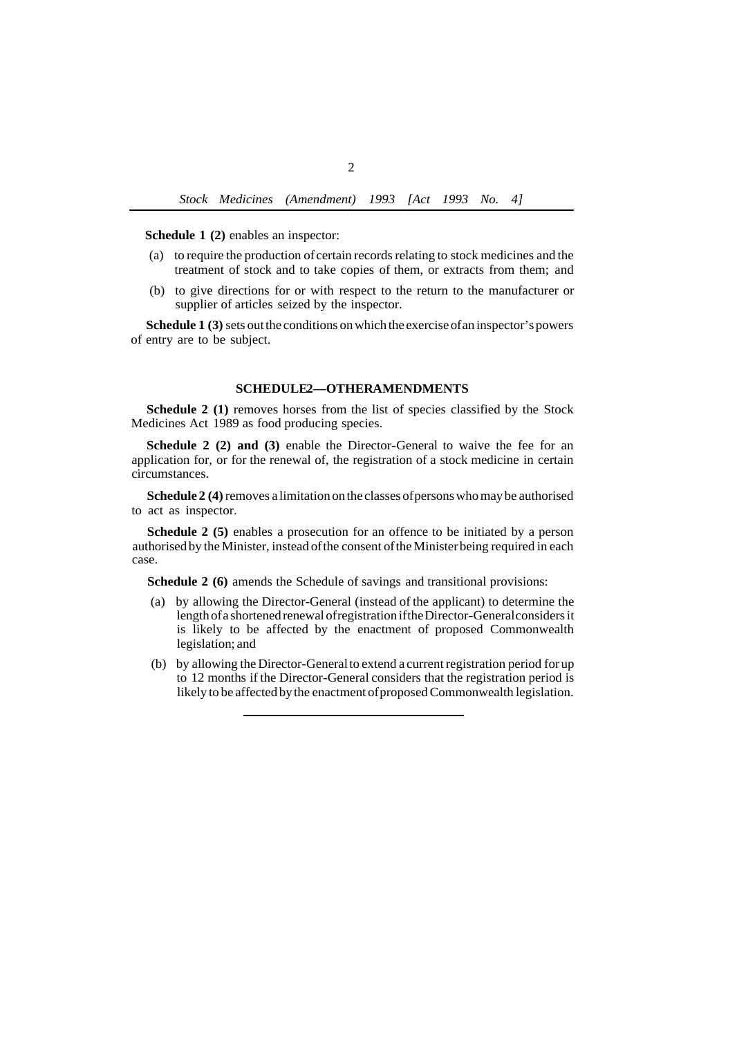**Schedule 1 (2)** enables an inspector:

(a) to require the production of certain records relating to stock medicines and the treatment of stock and to take copies of them, or extracts from them; and

(b) to give directions for or with respect to the return to the manufacturer or supplier of articles seized by the inspector.

**Schedule 1 (3)** sets out the conditions on which the exercise of an inspector's powers of entry are to be subject.

## SCHEDULE 2—OTHER AMENDMENTS

**Schedule 2 (1)** removes horses from the list of species classified by the Stock Medicines Act 1989 as food producing species.

**Schedule 2 (2) and (3)** enable the Director-General to waive the fee for an application for, or for the renewal of, the registration of a stock medicine in certain circumstances.

**Schedule 2 (4)** removes a limitation on the classes of persons who may be authorised to act as inspector.

**Schedule 2 (5)** enables a prosecution for an offence to be initiated by a person authorised by the Minister, instead of the consent of the Minister being required in each case.

**Schedule 2 (6)** amends the Schedule of savings and transitional provisions:

(a) by allowing the Director-General (instead of the applicant) to determine the length of a shortened renewal of registration if the Director-General considers it is likely to be affected by the enactment of proposed Commonwealth legislation; and

(b) by allowing the Director-General to extend a current registration period for up to 12 months if the Director-General considers that the registration period is likely to be affected by the enactment of proposed Commonwealth legislation.